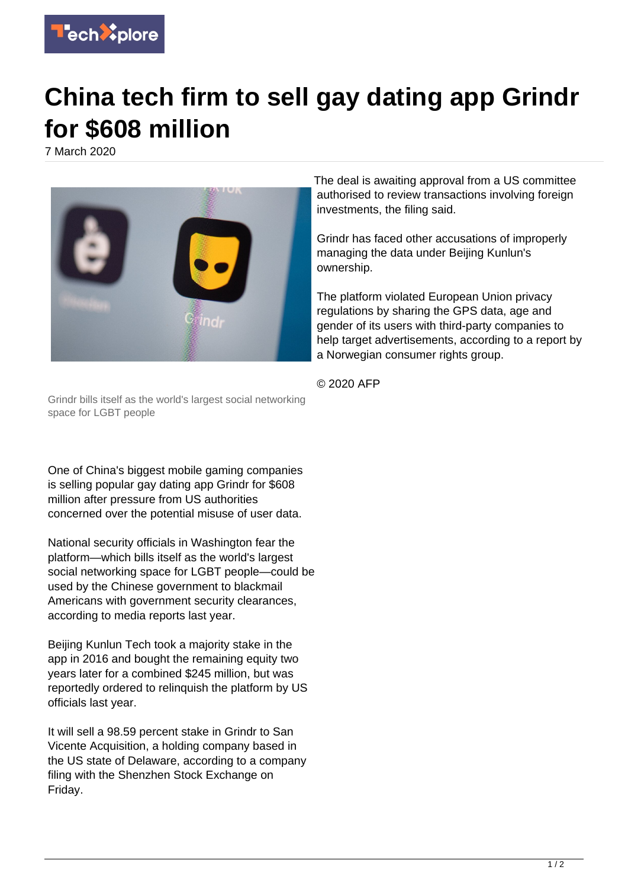# China tech firm to sell gay dating app Grindr for $608 million

7 March 2020

Grindr bills itself as the world's largest social networking space for LGBT people

One of China's biggest mobile gaming companies is selling popular gay dating app Grindr for $608 million after pressure from US authorities concerned over the potential misuse of user data.

National security officials in Washington fear the platform—which bills itself as the world's largest social networking space for LGBT people—could be used by the Chinese government to blackmail Americans with government security clearances, according to media reports last year.

Beijing Kunlun Tech took a majority stake in the app in 2016 and bought the remaining equity two years later for a combined $245 million, but was reportedly ordered to relinquish the platform by US officials last year.

It will sell a 98.59 percent stake in Grindr to San Vicente Acquisition, a holding company based in the US state of Delaware, according to a company filing with the Shenzhen Stock Exchange on Friday.

The deal is awaiting approval from a US committee authorised to review transactions involving foreign investments, the filing said.

Grindr has faced other accusations of improperly managing the data under Beijing Kunlun's ownership.

The platform violated European Union privacy regulations by sharing the GPS data, age and gender of its users with third-party companies to help target advertisements, according to a report by a Norwegian consumer rights group.

© 2020 AFP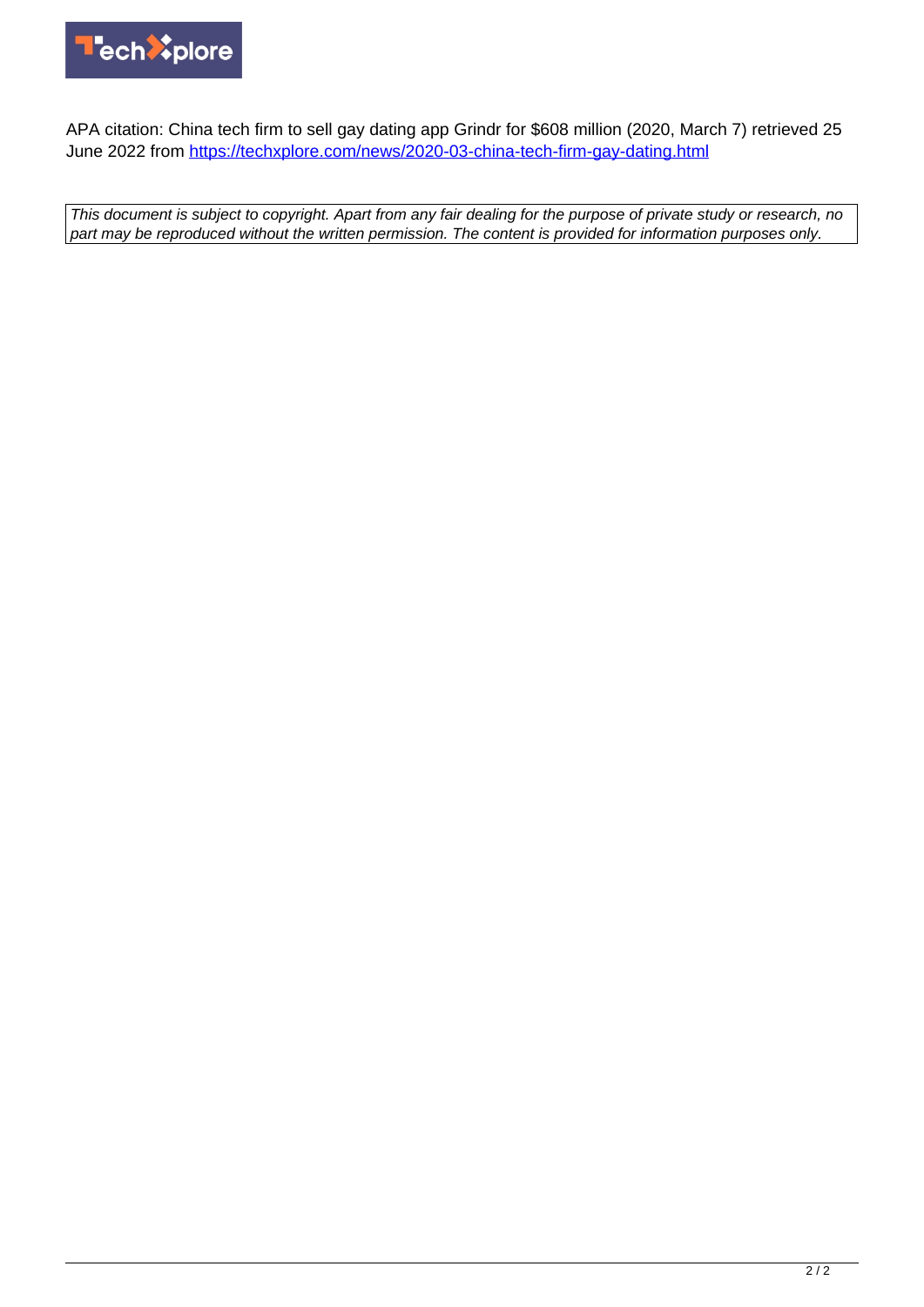APA citation: China tech firm to sell gay dating app Grindr for $608 million (2020, March 7) retrieved 25 June 2022 from https://techxplore.com/news/2020-03-china-tech-firm-gay-dating.html

*This document is subject to copyright. Apart from any fair dealing for the purpose of private study or research, no part may be reproduced without the written permission. The content is provided for information purposes only.*